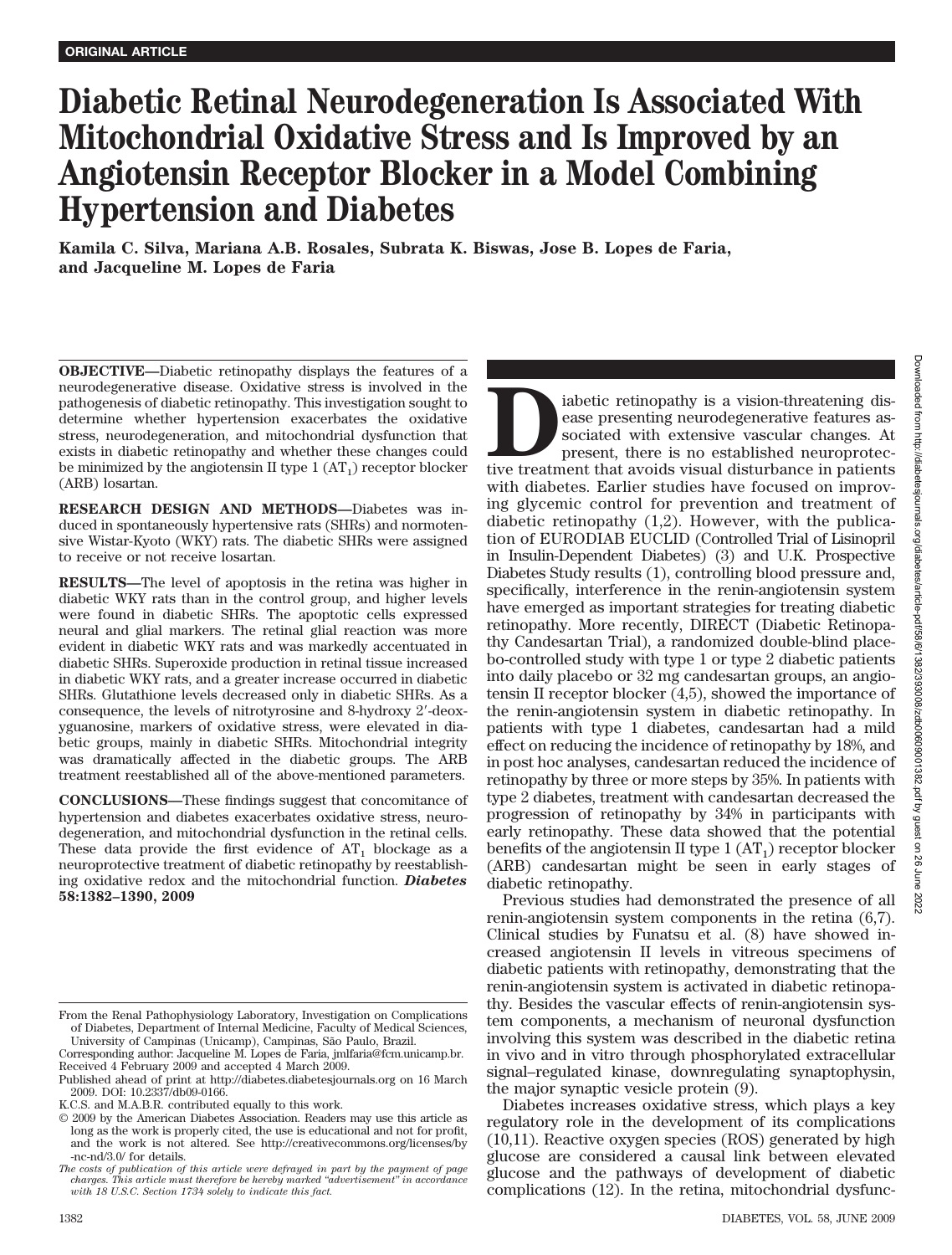ORIGINAL ARTICLE

# Diabetic Retinal Neurodegeneration Is Associated With Mitochondrial Oxidative Stress and Is Improved by an Angiotensin Receptor Blocker in a Model Combining Hypertension and Diabetes

**Kamila C. Silva, Mariana A.B. Rosales, Subrata K. Biswas, Jose B. Lopes de Faria, and Jacqueline M. Lopes de Faria**

**OBJECTIVE—**Diabetic retinopathy displays the features of a neurodegenerative disease. Oxidative stress is involved in the pathogenesis of diabetic retinopathy. This investigation sought to determine whether hypertension exacerbates the oxidative stress, neurodegeneration, and mitochondrial dysfunction that exists in diabetic retinopathy and whether these changes could be minimized by the angiotensin II type 1 ($AT_1$) receptor blocker (ARB) losartan.

**RESEARCH DESIGN AND METHODS—**Diabetes was induced in spontaneously hypertensive rats (SHRs) and normotensive Wistar-Kyoto (WKY) rats. The diabetic SHRs were assigned to receive or not receive losartan.

**RESULTS—**The level of apoptosis in the retina was higher in diabetic WKY rats than in the control group, and higher levels were found in diabetic SHRs. The apoptotic cells expressed neural and glial markers. The retinal glial reaction was more evident in diabetic WKY rats and was markedly accentuated in diabetic SHRs. Superoxide production in retinal tissue increased in diabetic WKY rats, and a greater increase occurred in diabetic SHRs. Glutathione levels decreased only in diabetic SHRs. As a consequence, the levels of nitrotyrosine and 8-hydroxy 2′-deoxyguanosine, markers of oxidative stress, were elevated in diabetic groups, mainly in diabetic SHRs. Mitochondrial integrity was dramatically affected in the diabetic groups. The ARB treatment reestablished all of the above-mentioned parameters.

**CONCLUSIONS—**These findings suggest that concomitance of hypertension and diabetes exacerbates oxidative stress, neurodegeneration, and mitochondrial dysfunction in the retinal cells. These data provide the first evidence of $AT_1$ blockage as a neuroprotective treatment of diabetic retinopathy by reestablishing oxidative redox and the mitochondrial function. ***Diabetes* 58:1382–1390, 2009**

Diabetic retinopathy is a vision-threatening disease presenting neurodegenerative features associated with extensive vascular changes. At present, there is no established neuroprotective treatment that avoids visual disturbance in patients with diabetes. Earlier studies have focused on improving glycemic control for prevention and treatment of diabetic retinopathy (1,2). However, with the publication of EURODIAB EUCLID (Controlled Trial of Lisinopril in Insulin-Dependent Diabetes) (3) and U.K. Prospective Diabetes Study results (1), controlling blood pressure and, specifically, interference in the renin-angiotensin system have emerged as important strategies for treating diabetic retinopathy. More recently, DIRECT (Diabetic Retinopathy Candesartan Trial), a randomized double-blind placebo-controlled study with type 1 or type 2 diabetic patients into daily placebo or 32 mg candesartan groups, an angiotensin II receptor blocker (4,5), showed the importance of the renin-angiotensin system in diabetic retinopathy. In patients with type 1 diabetes, candesartan had a mild effect on reducing the incidence of retinopathy by 18%, and in post hoc analyses, candesartan reduced the incidence of retinopathy by three or more steps by 35%. In patients with type 2 diabetes, treatment with candesartan decreased the progression of retinopathy by 34% in participants with early retinopathy. These data showed that the potential benefits of the angiotensin II type 1 ($AT_1$) receptor blocker (ARB) candesartan might be seen in early stages of diabetic retinopathy.

Previous studies had demonstrated the presence of all renin-angiotensin system components in the retina (6,7). Clinical studies by Funatsu et al. (8) have showed increased angiotensin II levels in vitreous specimens of diabetic patients with retinopathy, demonstrating that the renin-angiotensin system is activated in diabetic retinopathy. Besides the vascular effects of renin-angiotensin system components, a mechanism of neuronal dysfunction involving this system was described in the diabetic retina in vivo and in vitro through phosphorylated extracellular signal–regulated kinase, downregulating synaptophysin, the major synaptic vesicle protein (9).

Diabetes increases oxidative stress, which plays a key regulatory role in the development of its complications (10,11). Reactive oxygen species (ROS) generated by high glucose are considered a causal link between elevated glucose and the pathways of development of diabetic complications (12). In the retina, mitochondrial dysfunc-

From the Renal Pathophysiology Laboratory, Investigation on Complications of Diabetes, Department of Internal Medicine, Faculty of Medical Sciences, University of Campinas (Unicamp), Campinas, São Paulo, Brazil.

Corresponding author: Jacqueline M. Lopes de Faria, jmlfaria@fcm.unicamp.br.

Received 4 February 2009 and accepted 4 March 2009.

Published ahead of print at http://diabetes.diabetesjournals.org on 16 March 2009. DOI: 10.2337/db09-0166.

K.C.S. and M.A.B.R. contributed equally to this work.

© 2009 by the American Diabetes Association. Readers may use this article as long as the work is properly cited, the use is educational and not for profit, and the work is not altered. See http://creativecommons.org/licenses/by-nc-nd/3.0/ for details.

*The costs of publication of this article were defrayed in part by the payment of page charges. This article must therefore be hereby marked "advertisement" in accordance with 18 U.S.C. Section 1734 solely to indicate this fact.*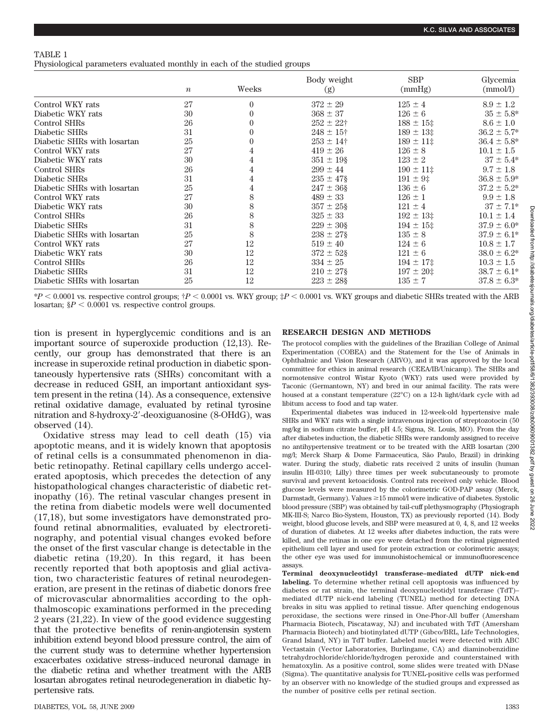TABLE 1

Physiological parameters evaluated monthly in each of the studied groups

| | $n$ | Weeks | Body weight (g) | SBP (mmHg) | Glycemia (mmol/l) |
|---|---|---|---|---|---|
| Control WKY rats | 27 | 0 | 372 ± 29 | 125 ± 4 | 8.9 ± 1.2 |
| Diabetic WKY rats | 30 | 0 | 368 ± 37 | 126 ± 6 | 35 ± 5.8* |
| Control SHRs | 26 | 0 | 252 ± 22† | 188 ± 15‡ | 8.6 ± 1.0 |
| Diabetic SHRs | 31 | 0 | 248 ± 15† | 189 ± 13‡ | 36.2 ± 5.7* |
| Diabetic SHRs with losartan | 25 | 0 | 253 ± 14† | 189 ± 11‡ | 36.4 ± 5.8* |
| Control WKY rats | 27 | 4 | 419 ± 26 | 126 ± 8 | 10.1 ± 1.5 |
| Diabetic WKY rats | 30 | 4 | 351 ± 19§ | 123 ± 2 | 37 ± 5.4* |
| Control SHRs | 26 | 4 | 299 ± 44 | 190 ± 11‡ | 9.7 ± 1.8 |
| Diabetic SHRs | 31 | 4 | 235 ± 47§ | 191 ± 9‡ | 36.8 ± 5.9* |
| Diabetic SHRs with losartan | 25 | 4 | 247 ± 36§ | 136 ± 6 | 37.2 ± 5.2* |
| Control WKY rats | 27 | 8 | 489 ± 33 | 126 ± 1 | 9.9 ± 1.8 |
| Diabetic WKY rats | 30 | 8 | 357 ± 25§ | 121 ± 4 | 37 ± 7.1* |
| Control SHRs | 26 | 8 | 325 ± 33 | 192 ± 13‡ | 10.1 ± 1.4 |
| Diabetic SHRs | 31 | 8 | 229 ± 30§ | 194 ± 15‡ | 37.9 ± 6.0* |
| Diabetic SHRs with losartan | 25 | 8 | 238 ± 27§ | 135 ± 8 | 37.9 ± 6.1* |
| Control WKY rats | 27 | 12 | 519 ± 40 | 124 ± 6 | 10.8 ± 1.7 |
| Diabetic WKY rats | 30 | 12 | 372 ± 52§ | 121 ± 6 | 38.0 ± 6.2* |
| Control SHRs | 26 | 12 | 334 ± 25 | 194 ± 17‡ | 10.3 ± 1.5 |
| Diabetic SHRs | 31 | 12 | 210 ± 27§ | 197 ± 20‡ | 38.7 ± 6.1* |
| Diabetic SHRs with losartan | 25 | 12 | 223 ± 28§ | 135 ± 7 | 37.8 ± 6.3* |

*$P < 0.0001$ vs. respective control groups; †$P < 0.0001$ vs. WKY group; ‡$P < 0.0001$ vs. WKY groups and diabetic SHRs treated with the ARB losartan; §$P < 0.0001$ vs. respective control groups.

tion is present in hyperglycemic conditions and is an important source of superoxide production (12,13). Recently, our group has demonstrated that there is an increase in superoxide retinal production in diabetic spontaneously hypertensive rats (SHRs) concomitant with a decrease in reduced GSH, an important antioxidant system present in the retina (14). As a consequence, extensive retinal oxidative damage, evaluated by retinal tyrosine nitration and 8-hydroxy-2′-deoxiguanosine (8-OHdG), was observed (14).

Oxidative stress may lead to cell death (15) via apoptotic means, and it is widely known that apoptosis of retinal cells is a consummated phenomenon in diabetic retinopathy. Retinal capillary cells undergo accelerated apoptosis, which precedes the detection of any histopathological changes characteristic of diabetic retinopathy (16). The retinal vascular changes present in the retina from diabetic models were well documented (17,18), but some investigators have demonstrated profound retinal abnormalities, evaluated by electroretinography, and potential visual changes evoked before the onset of the first vascular change is detectable in the diabetic retina (19,20). In this regard, it has been recently reported that both apoptosis and glial activation, two characteristic features of retinal neurodegeneration, are present in the retinas of diabetic donors free of microvascular abnormalities according to the ophthalmoscopic examinations performed in the preceding 2 years (21,22). In view of the good evidence suggesting that the protective benefits of renin-angiotensin system inhibition extend beyond blood pressure control, the aim of the current study was to determine whether hypertension exacerbates oxidative stress–induced neuronal damage in the diabetic retina and whether treatment with the ARB losartan abrogates retinal neurodegeneration in diabetic hypertensive rats.

## RESEARCH DESIGN AND METHODS

The protocol complies with the guidelines of the Brazilian College of Animal Experimentation (COBEA) and the Statement for the Use of Animals in Ophthalmic and Vision Research (ARVO), and it was approved by the local committee for ethics in animal research (CEEA/IB/Unicamp). The SHRs and normotensive control Wistar Kyoto (WKY) rats used were provided by Taconic (Germantown, NY) and bred in our animal facility. The rats were housed at a constant temperature (22°C) on a 12-h light/dark cycle with ad libitum access to food and tap water.

Experimental diabetes was induced in 12-week-old hypertensive male SHRs and WKY rats with a single intravenous injection of streptozotocin (50 mg/kg in sodium citrate buffer, pH 4.5; Sigma, St. Louis, MO). From the day after diabetes induction, the diabetic SHRs were randomly assigned to receive no antihypertensive treatment or to be treated with the ARB losartan (200 mg/l; Merck Sharp & Dome Farmaceutica, São Paulo, Brazil) in drinking water. During the study, diabetic rats received 2 units of insulin (human insulin HI-0310; Lilly) three times per week subcutaneously to promote survival and prevent ketoacidosis. Control rats received only vehicle. Blood glucose levels were measured by the colorimetric GOD-PAP assay (Merck, Darmstadt, Germany). Values ≥15 mmol/l were indicative of diabetes. Systolic blood pressure (SBP) was obtained by tail-cuff plethysmography (Physiograph MK-III-S; Narco Bio-System, Houston, TX) as previously reported (14). Body weight, blood glucose levels, and SBP were measured at 0, 4, 8, and 12 weeks of duration of diabetes. At 12 weeks after diabetes induction, the rats were killed, and the retinas in one eye were detached from the retinal pigmented epithelium cell layer and used for protein extraction or colorimetric assays; the other eye was used for immunohistochemical or immunofluorescence assays.

**Terminal deoxynucleotidyl transferase–mediated dUTP nick-end labeling.** To determine whether retinal cell apoptosis was influenced by diabetes or rat strain, the terminal deoxynucleotidyl transferase (TdT)–mediated dUTP nick-end labeling (TUNEL) method for detecting DNA breaks in situ was applied to retinal tissue. After quenching endogenous peroxidase, the sections were rinsed in One-Phor-All buffer (Amersham Pharmacia Biotech, Piscataway, NJ) and incubated with TdT (Amersham Pharmacia Biotech) and biotinylated dUTP (Gibco/BRL, Life Technologies, Grand Island, NY) in TdT buffer. Labeled nuclei were detected with ABC Vectastain (Vector Laboratories, Burlingame, CA) and diaminobenzidine tetrahydrochloride/chloride/hydrogen peroxide and counterstained with hematoxylin. As a positive control, some slides were treated with DNase (Sigma). The quantitative analysis for TUNEL-positive cells was performed by an observer with no knowledge of the studied groups and expressed as the number of positive cells per retinal section.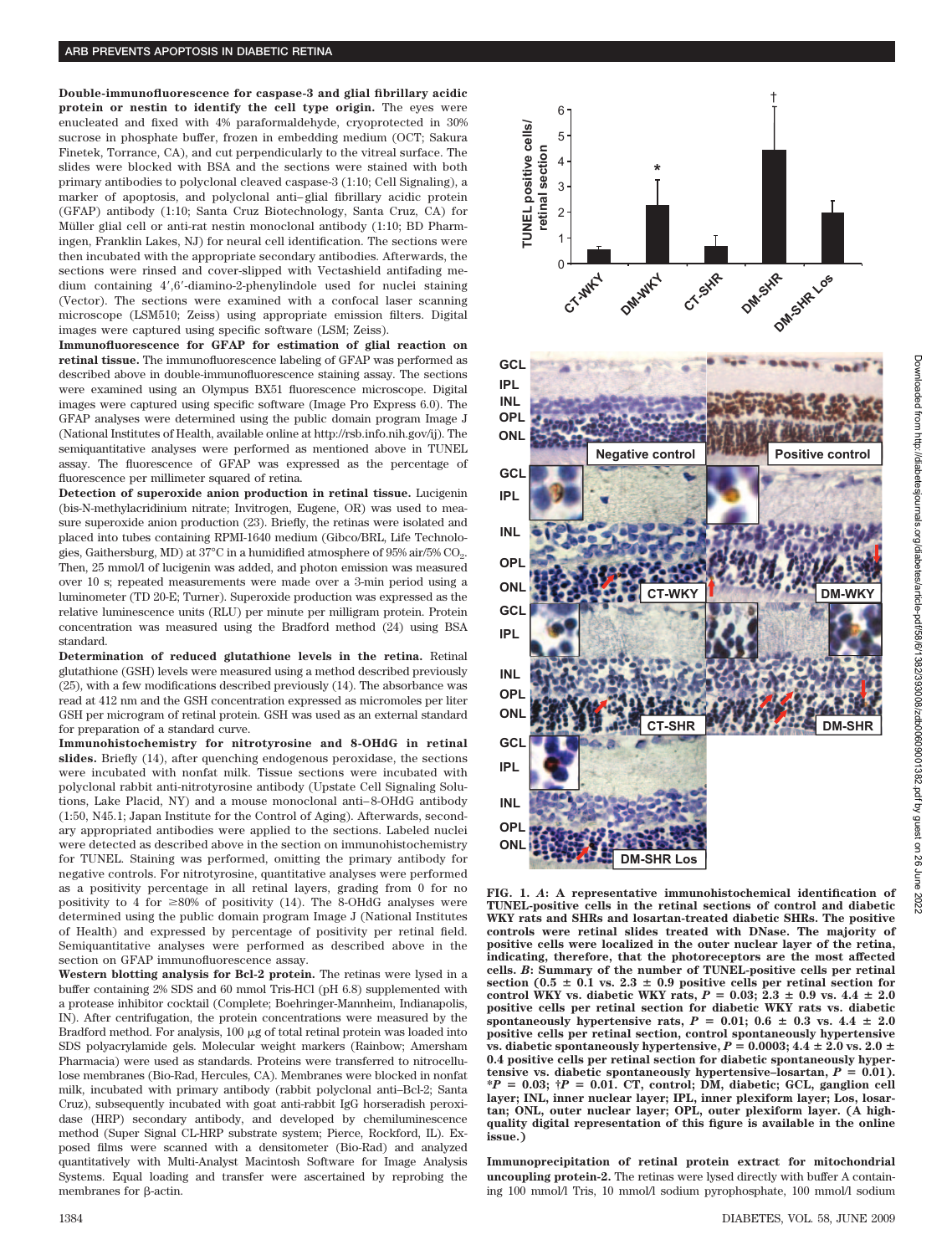**Double-immunofluorescence for caspase-3 and glial fibrillary acidic protein or nestin to identify the cell type origin.** The eyes were enucleated and fixed with 4% paraformaldehyde, cryoprotected in 30% sucrose in phosphate buffer, frozen in embedding medium (OCT; Sakura Finetek, Torrance, CA), and cut perpendicularly to the vitreal surface. The slides were blocked with BSA and the sections were stained with both primary antibodies to polyclonal cleaved caspase-3 (1:10; Cell Signaling), a marker of apoptosis, and polyclonal anti–glial fibrillary acidic protein (GFAP) antibody (1:10; Santa Cruz Biotechnology, Santa Cruz, CA) for Müller glial cell or anti-rat nestin monoclonal antibody (1:10; BD Pharmingen, Franklin Lakes, NJ) for neural cell identification. The sections were then incubated with the appropriate secondary antibodies. Afterwards, the sections were rinsed and cover-slipped with Vectashield antifading medium containing 4′,6′-diamino-2-phenylindole used for nuclei staining (Vector). The sections were examined with a confocal laser scanning microscope (LSM510; Zeiss) using appropriate emission filters. Digital images were captured using specific software (LSM; Zeiss).

**Immunofluorescence for GFAP for estimation of glial reaction on retinal tissue.** The immunofluorescence labeling of GFAP was performed as described above in double-immunofluorescence staining assay. The sections were examined using an Olympus BX51 fluorescence microscope. Digital images were captured using specific software (Image Pro Express 6.0). The GFAP analyses were determined using the public domain program Image J (National Institutes of Health, available online at http://rsb.info.nih.gov/ij). The semiquantitative analyses were performed as mentioned above in TUNEL assay. The fluorescence of GFAP was expressed as the percentage of fluorescence per millimeter squared of retina.

**Detection of superoxide anion production in retinal tissue.** Lucigenin (bis-N-methylacridinium nitrate; Invitrogen, Eugene, OR) was used to measure superoxide anion production (23). Briefly, the retinas were isolated and placed into tubes containing RPMI-1640 medium (Gibco/BRL, Life Technologies, Gaithersburg, MD) at 37°C in a humidified atmosphere of 95% air/5% $CO_2$. Then, 25 mmol/l of lucigenin was added, and photon emission was measured over 10 s; repeated measurements were made over a 3-min period using a luminometer (TD 20-E; Turner). Superoxide production was expressed as the relative luminescence units (RLU) per minute per milligram protein. Protein concentration was measured using the Bradford method (24) using BSA standard.

**Determination of reduced glutathione levels in the retina.** Retinal glutathione (GSH) levels were measured using a method described previously (25), with a few modifications described previously (14). The absorbance was read at 412 nm and the GSH concentration expressed as micromoles per liter GSH per microgram of retinal protein. GSH was used as an external standard for preparation of a standard curve.

**Immunohistochemistry for nitrotyrosine and 8-OHdG in retinal slides.** Briefly (14), after quenching endogenous peroxidase, the sections were incubated with nonfat milk. Tissue sections were incubated with polyclonal rabbit anti-nitrotyrosine antibody (Upstate Cell Signaling Solutions, Lake Placid, NY) and a mouse monoclonal anti–8-OHdG antibody (1:50, N45.1; Japan Institute for the Control of Aging). Afterwards, secondary appropriated antibodies were applied to the sections. Labeled nuclei were detected as described above in the section on immunohistochemistry for TUNEL. Staining was performed, omitting the primary antibody for negative controls. For nitrotyrosine, quantitative analyses were performed as a positivity percentage in all retinal layers, grading from 0 for no positivity to 4 for ≥80% of positivity (14). The 8-OHdG analyses were determined using the public domain program Image J (National Institutes of Health) and expressed by percentage of positivity per retinal field. Semiquantitative analyses were performed as described above in the section on GFAP immunofluorescence assay.

**Western blotting analysis for Bcl-2 protein.** The retinas were lysed in a buffer containing 2% SDS and 60 mmol Tris-HCl (pH 6.8) supplemented with a protease inhibitor cocktail (Complete; Boehringer-Mannheim, Indianapolis, IN). After centrifugation, the protein concentrations were measured by the Bradford method. For analysis, 100 μg of total retinal protein was loaded into SDS polyacrylamide gels. Molecular weight markers (Rainbow; Amersham Pharmacia) were used as standards. Proteins were transferred to nitrocellulose membranes (Bio-Rad, Hercules, CA). Membranes were blocked in nonfat milk, incubated with primary antibody (rabbit polyclonal anti–Bcl-2; Santa Cruz), subsequently incubated with goat anti-rabbit IgG horseradish peroxidase (HRP) secondary antibody, and developed by chemiluminescence method (Super Signal CL-HRP substrate system; Pierce, Rockford, IL). Exposed films were scanned with a densitometer (Bio-Rad) and analyzed quantitatively with Multi-Analyst Macintosh Software for Image Analysis Systems. Equal loading and transfer were ascertained by reprobing the membranes for β-actin.

**FIG. 1.** ***A*: A representative immunohistochemical identification of TUNEL-positive cells in the retinal sections of control and diabetic WKY rats and SHRs and losartan-treated diabetic SHRs. The positive controls were retinal slides treated with DNase. The majority of positive cells were localized in the outer nuclear layer of the retina, indicating, therefore, that the photoreceptors are the most affected cells. *B*: Summary of the number of TUNEL-positive cells per retinal section (0.5 ± 0.1 vs. 2.3 ± 0.9 positive cells per retinal section for control WKY vs. diabetic WKY rats, $P$ = 0.03; 2.3 ± 0.9 vs. 4.4 ± 2.0 positive cells per retinal section for diabetic WKY rats vs. diabetic spontaneously hypertensive rats, $P$ = 0.01; 0.6 ± 0.3 vs. 4.4 ± 2.0 positive cells per retinal section, control spontaneously hypertensive vs. diabetic spontaneously hypertensive, $P$ = 0.0003; 4.4 ± 2.0 vs. 2.0 ± 0.4 positive cells per retinal section for diabetic spontaneously hypertensive vs. diabetic spontaneously hypertensive–losartan, $P$ = 0.01). \*$P$ = 0.03; †$P$ = 0.01. CT, control; DM, diabetic; GCL, ganglion cell layer; INL, inner nuclear layer; IPL, inner plexiform layer; Los, losartan; ONL, outer nuclear layer; OPL, outer plexiform layer. (A high-quality digital representation of this figure is available in the online issue.)**

**Immunoprecipitation of retinal protein extract for mitochondrial uncoupling protein-2.** The retinas were lysed directly with buffer A containing 100 mmol/l Tris, 10 mmol/l sodium pyrophosphate, 100 mmol/l sodium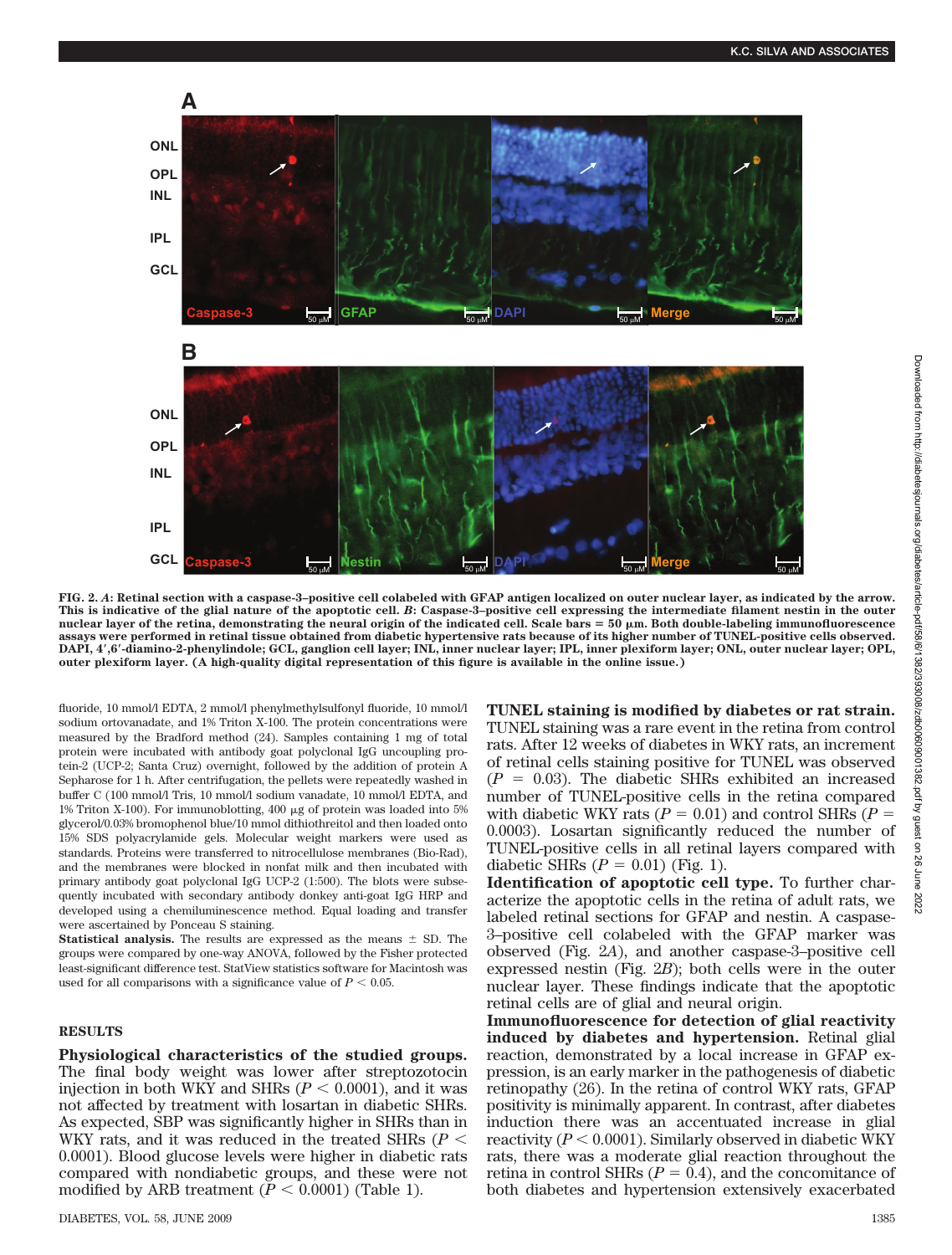FIG. 2. *A*: Retinal section with a caspase-3–positive cell colabeled with GFAP antigen localized on outer nuclear layer, as indicated by the arrow. This is indicative of the glial nature of the apoptotic cell. *B*: Caspase-3–positive cell expressing the intermediate filament nestin in the outer nuclear layer of the retina, demonstrating the neural origin of the indicated cell. Scale bars = 50 μm. Both double-labeling immunofluorescence assays were performed in retinal tissue obtained from diabetic hypertensive rats because of its higher number of TUNEL-positive cells observed. DAPI, 4′,6′-diamino-2-phenylindole; GCL, ganglion cell layer; INL, inner nuclear layer; IPL, inner plexiform layer; ONL, outer nuclear layer; OPL, outer plexiform layer. (A high-quality digital representation of this figure is available in the online issue.)

fluoride, 10 mmol/l EDTA, 2 mmol/l phenylmethylsulfonyl fluoride, 10 mmol/l sodium ortovanadate, and 1% Triton X-100. The protein concentrations were measured by the Bradford method (24). Samples containing 1 mg of total protein were incubated with antibody goat polyclonal IgG uncoupling protein-2 (UCP-2; Santa Cruz) overnight, followed by the addition of protein A Sepharose for 1 h. After centrifugation, the pellets were repeatedly washed in buffer C (100 mmol/l Tris, 10 mmol/l sodium vanadate, 10 mmol/l EDTA, and 1% Triton X-100). For immunoblotting, 400 μg of protein was loaded into 5% glycerol/0.03% bromophenol blue/10 mmol dithiothreitol and then loaded onto 15% SDS polyacrylamide gels. Molecular weight markers were used as standards. Proteins were transferred to nitrocellulose membranes (Bio-Rad), and the membranes were blocked in nonfat milk and then incubated with primary antibody goat polyclonal IgG UCP-2 (1:500). The blots were subsequently incubated with secondary antibody donkey anti-goat IgG HRP and developed using a chemiluminescence method. Equal loading and transfer were ascertained by Ponceau S staining.

**Statistical analysis.** The results are expressed as the means ± SD. The groups were compared by one-way ANOVA, followed by the Fisher protected least-significant difference test. StatView statistics software for Macintosh was used for all comparisons with a significance value of $P < 0.05$.

## RESULTS

**Physiological characteristics of the studied groups.** The final body weight was lower after streptozotocin injection in both WKY and SHRs ($P < 0.0001$), and it was not affected by treatment with losartan in diabetic SHRs. As expected, SBP was significantly higher in SHRs than in WKY rats, and it was reduced in the treated SHRs ($P < 0.0001$). Blood glucose levels were higher in diabetic rats compared with nondiabetic groups, and these were not modified by ARB treatment ($P < 0.0001$) (Table 1).

**TUNEL staining is modified by diabetes or rat strain.** TUNEL staining was a rare event in the retina from control rats. After 12 weeks of diabetes in WKY rats, an increment of retinal cells staining positive for TUNEL was observed ($P = 0.03$). The diabetic SHRs exhibited an increased number of TUNEL-positive cells in the retina compared with diabetic WKY rats ($P = 0.01$) and control SHRs ($P = 0.0003$). Losartan significantly reduced the number of TUNEL-positive cells in all retinal layers compared with diabetic SHRs ($P = 0.01$) (Fig. 1).

**Identification of apoptotic cell type.** To further characterize the apoptotic cells in the retina of adult rats, we labeled retinal sections for GFAP and nestin. A caspase-3–positive cell colabeled with the GFAP marker was observed (Fig. 2*A*), and another caspase-3–positive cell expressed nestin (Fig. 2*B*); both cells were in the outer nuclear layer. These findings indicate that the apoptotic retinal cells are of glial and neural origin.

**Immunofluorescence for detection of glial reactivity induced by diabetes and hypertension.** Retinal glial reaction, demonstrated by a local increase in GFAP expression, is an early marker in the pathogenesis of diabetic retinopathy (26). In the retina of control WKY rats, GFAP positivity is minimally apparent. In contrast, after diabetes induction there was an accentuated increase in glial reactivity ($P < 0.0001$). Similarly observed in diabetic WKY rats, there was a moderate glial reaction throughout the retina in control SHRs ($P = 0.4$), and the concomitance of both diabetes and hypertension extensively exacerbated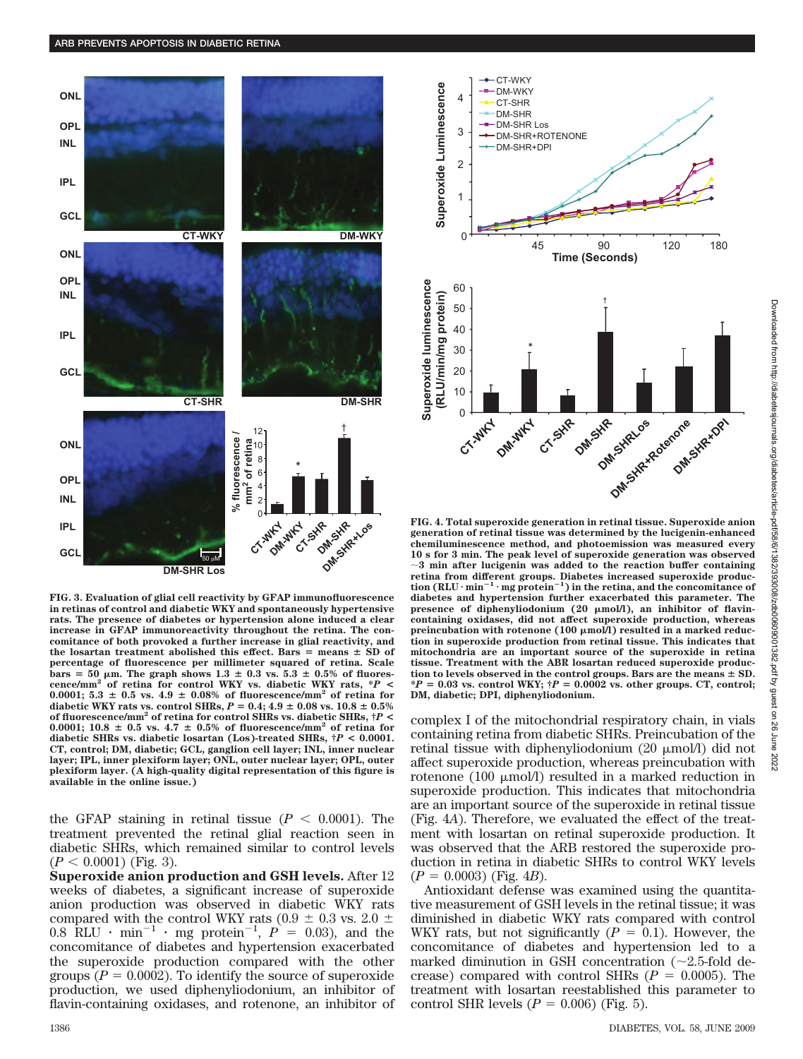FIG. 3. Evaluation of glial cell reactivity by GFAP immunofluorescence in retinas of control and diabetic WKY and spontaneously hypertensive rats. The presence of diabetes or hypertension alone induced a clear increase in GFAP immunoreactivity throughout the retina. The concomitance of both provoked a further increase in glial reactivity, and the losartan treatment abolished this effect. Bars = means ± SD of percentage of fluorescence per millimeter squared of retina. Scale bars = 50 μm. The graph shows 1.3 ± 0.3 vs. 5.3 ± 0.5% of fluorescence/mm$^2$ of retina for control WKY vs. diabetic WKY rats, \*$P$ < 0.0001; 5.3 ± 0.5 vs. 4.9 ± 0.08% of fluorescence/mm$^2$ of retina for diabetic WKY rats vs. control SHRs, $P$ = 0.4; 4.9 ± 0.08 vs. 10.8 ± 0.5% of fluorescence/mm$^2$ of retina for control SHRs vs. diabetic SHRs, †$P$ < 0.0001; 10.8 ± 0.5 vs. 4.7 ± 0.5% of fluorescence/mm$^2$ of retina for diabetic SHRs vs. diabetic losartan (Los)-treated SHRs, †$P$ < 0.0001. CT, control; DM, diabetic; GCL, ganglion cell layer; INL, inner nuclear layer; IPL, inner plexiform layer; ONL, outer nuclear layer; OPL, outer plexiform layer. (A high-quality digital representation of this figure is available in the online issue.)

the GFAP staining in retinal tissue ($P$ < 0.0001). The treatment prevented the retinal glial reaction seen in diabetic SHRs, which remained similar to control levels ($P$ < 0.0001) (Fig. 3).

**Superoxide anion production and GSH levels.** After 12 weeks of diabetes, a significant increase of superoxide anion production was observed in diabetic WKY rats compared with the control WKY rats (0.9 ± 0.3 vs. 2.0 ± 0.8 RLU · min$^{-1}$ · mg protein$^{-1}$, $P$ = 0.03), and the concomitance of diabetes and hypertension exacerbated the superoxide production compared with the other groups ($P$ = 0.0002). To identify the source of superoxide production, we used diphenyliodonium, an inhibitor of flavin-containing oxidases, and rotenone, an inhibitor of

FIG. 4. Total superoxide generation in retinal tissue. Superoxide anion generation of retinal tissue was determined by the lucigenin-enhanced chemiluminescence method, and photoemission was measured every 10 s for 3 min. The peak level of superoxide generation was observed ~3 min after lucigenin was added to the reaction buffer containing retina from different groups. Diabetes increased superoxide production (RLU · min$^{-1}$ · mg protein$^{-1}$) in the retina, and the concomitant of diabetes and hypertension further exacerbated this parameter. The presence of diphenyliodonium (20 μmol/l), an inhibitor of flavin-containing oxidases, did not affect superoxide production, whereas preincubation with rotenone (100 μmol/l) resulted in a marked reduction in superoxide production from retinal tissue. This indicates that mitochondria are an important source of the superoxide in retina tissue. Treatment with the ABR losartan reduced superoxide production to levels observed in the control groups. Bars are the means ± SD. \*$P$ = 0.03 vs. control WKY; †$P$ = 0.0002 vs. other groups. CT, control; DM, diabetic; DPI, diphenyliodonium.

complex I of the mitochondrial respiratory chain, in vials containing retina from diabetic SHRs. Preincubation of the retinal tissue with diphenyliodonium (20 μmol/l) did not affect superoxide production, whereas preincubation with rotenone (100 μmol/l) resulted in a marked reduction in superoxide production. This indicates that mitochondria are an important source of the superoxide in retinal tissue (Fig. 4*A*). Therefore, we evaluated the effect of the treatment with losartan on retinal superoxide production. It was observed that the ARB restored the superoxide production in retina in diabetic SHRs to control WKY levels ($P$ = 0.0003) (Fig. 4*B*).

Antioxidant defense was examined using the quantitative measurement of GSH levels in the retinal tissue; it was diminished in diabetic WKY rats compared with control WKY rats, but not significantly ($P$ = 0.1). However, the concomitance of diabetes and hypertension led to a marked diminution in GSH concentration (~2.5-fold decrease) compared with control SHRs ($P$ = 0.0005). The treatment with losartan reestablished this parameter to control SHR levels ($P$ = 0.006) (Fig. 5).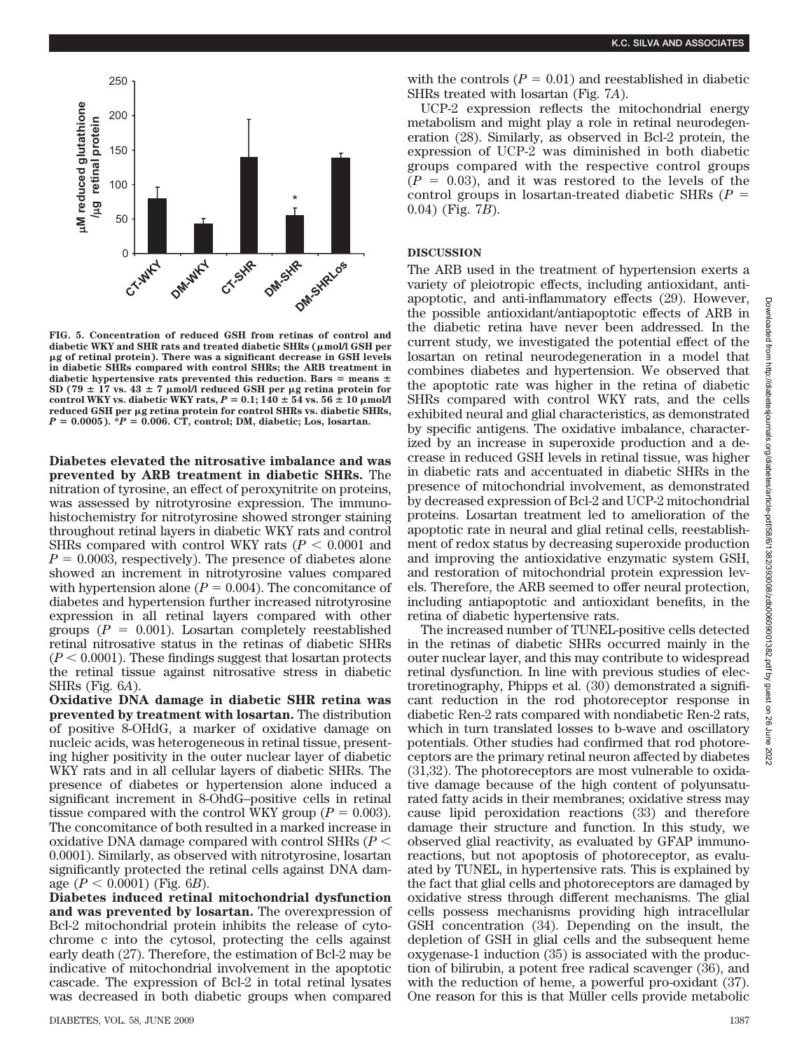FIG. 5. Concentration of reduced GSH from retinas of control and diabetic WKY and SHR rats and treated diabetic SHRs (μmol/l GSH per μg of retinal protein). There was a significant decrease in GSH levels in diabetic SHRs compared with control SHRs; the ARB treatment in diabetic hypertensive rats prevented this reduction. Bars = means ± SD (79 ± 17 vs. 43 ± 7 μmol/l reduced GSH per μg retina protein for control WKY vs. diabetic WKY rats, $P = 0.1$; 140 ± 54 vs. 56 ± 10 μmol/l reduced GSH per μg retina protein for control SHRs vs. diabetic SHRs, $P = 0.0005$). *$P = 0.006$. CT, control; DM, diabetic; Los, losartan.

**Diabetes elevated the nitrosative imbalance and was prevented by ARB treatment in diabetic SHRs.** The nitration of tyrosine, an effect of peroxynitrite on proteins, was assessed by nitrotyrosine expression. The immunohistochemistry for nitrotyrosine showed stronger staining throughout retinal layers in diabetic WKY rats and control SHRs compared with control WKY rats ($P < 0.0001$ and $P = 0.0003$, respectively). The presence of diabetes alone showed an increment in nitrotyrosine values compared with hypertension alone ($P = 0.004$). The concomitance of diabetes and hypertension further increased nitrotyrosine expression in all retinal layers compared with other groups ($P = 0.001$). Losartan completely reestablished retinal nitrosative status in the retinas of diabetic SHRs ($P < 0.0001$). These findings suggest that losartan protects the retinal tissue against nitrosative stress in diabetic SHRs (Fig. 6*A*).

**Oxidative DNA damage in diabetic SHR retina was prevented by treatment with losartan.** The distribution of positive 8-OHdG, a marker of oxidative damage on nucleic acids, was heterogeneous in retinal tissue, presenting higher positivity in the outer nuclear layer of diabetic WKY rats and in all cellular layers of diabetic SHRs. The presence of diabetes or hypertension alone induced a significant increment in 8-OhdG–positive cells in retinal tissue compared with the control WKY group ($P = 0.003$). The concomitance of both resulted in a marked increase in oxidative DNA damage compared with control SHRs ($P < 0.0001$). Similarly, as observed with nitrotyrosine, losartan significantly protected the retinal cells against DNA damage ($P < 0.0001$) (Fig. 6*B*).

**Diabetes induced retinal mitochondrial dysfunction and was prevented by losartan.** The overexpression of Bcl-2 mitochondrial protein inhibits the release of cytochrome c into the cytosol, protecting the cells against early death (27). Therefore, the estimation of Bcl-2 may be indicative of mitochondrial involvement in the apoptotic cascade. The expression of Bcl-2 in total retinal lysates was decreased in both diabetic groups when compared with the controls ($P = 0.01$) and reestablished in diabetic SHRs treated with losartan (Fig. 7*A*).

UCP-2 expression reflects the mitochondrial energy metabolism and might play a role in retinal neurodegeneration (28). Similarly, as observed in Bcl-2 protein, the expression of UCP-2 was diminished in both diabetic groups compared with the respective control groups ($P = 0.03$), and it was restored to the levels of the control groups in losartan-treated diabetic SHRs ($P = 0.04$) (Fig. 7*B*).

## DISCUSSION

The ARB used in the treatment of hypertension exerts a variety of pleiotropic effects, including antioxidant, antiapoptotic, and anti-inflammatory effects (29). However, the possible antioxidant/antiapoptotic effects of ARB in the diabetic retina have never been addressed. In the current study, we investigated the potential effect of the losartan on retinal neurodegeneration in a model that combines diabetes and hypertension. We observed that the apoptotic rate was higher in the retina of diabetic SHRs compared with control WKY rats, and the cells exhibited neural and glial characteristics, as demonstrated by specific antigens. The oxidative imbalance, characterized by an increase in superoxide production and a decrease in reduced GSH levels in retinal tissue, was higher in diabetic rats and accentuated in diabetic SHRs in the presence of mitochondrial involvement, as demonstrated by decreased expression of Bcl-2 and UCP-2 mitochondrial proteins. Losartan treatment led to amelioration of the apoptotic rate in neural and glial retinal cells, reestablishment of redox status by decreasing superoxide production and improving the antioxidative enzymatic system GSH, and restoration of mitochondrial protein expression levels. Therefore, the ARB seemed to offer neural protection, including antiapoptotic and antioxidant benefits, in the retina of diabetic hypertensive rats.

The increased number of TUNEL-positive cells detected in the retinas of diabetic SHRs occurred mainly in the outer nuclear layer, and this may contribute to widespread retinal dysfunction. In line with previous studies of electroretinography, Phipps et al. (30) demonstrated a significant reduction in the rod photoreceptor response in diabetic Ren-2 rats compared with nondiabetic Ren-2 rats, which in turn translated losses to b-wave and oscillatory potentials. Other studies had confirmed that rod photoreceptors are the primary retinal neuron affected by diabetes (31,32). The photoreceptors are most vulnerable to oxidative damage because of the high content of polyunsaturated fatty acids in their membranes; oxidative stress may cause lipid peroxidation reactions (33) and therefore damage their structure and function. In this study, we observed glial reactivity, as evaluated by GFAP immunoreactions, but not apoptosis of photoreceptor, as evaluated by TUNEL, in hypertensive rats. This is explained by the fact that glial cells and photoreceptors are damaged by oxidative stress through different mechanisms. The glial cells possess mechanisms providing high intracellular GSH concentration (34). Depending on the insult, the depletion of GSH in glial cells and the subsequent heme oxygenase-1 induction (35) is associated with the production of bilirubin, a potent free radical scavenger (36), and with the reduction of heme, a powerful pro-oxidant (37). One reason for this is that Müller cells provide metabolic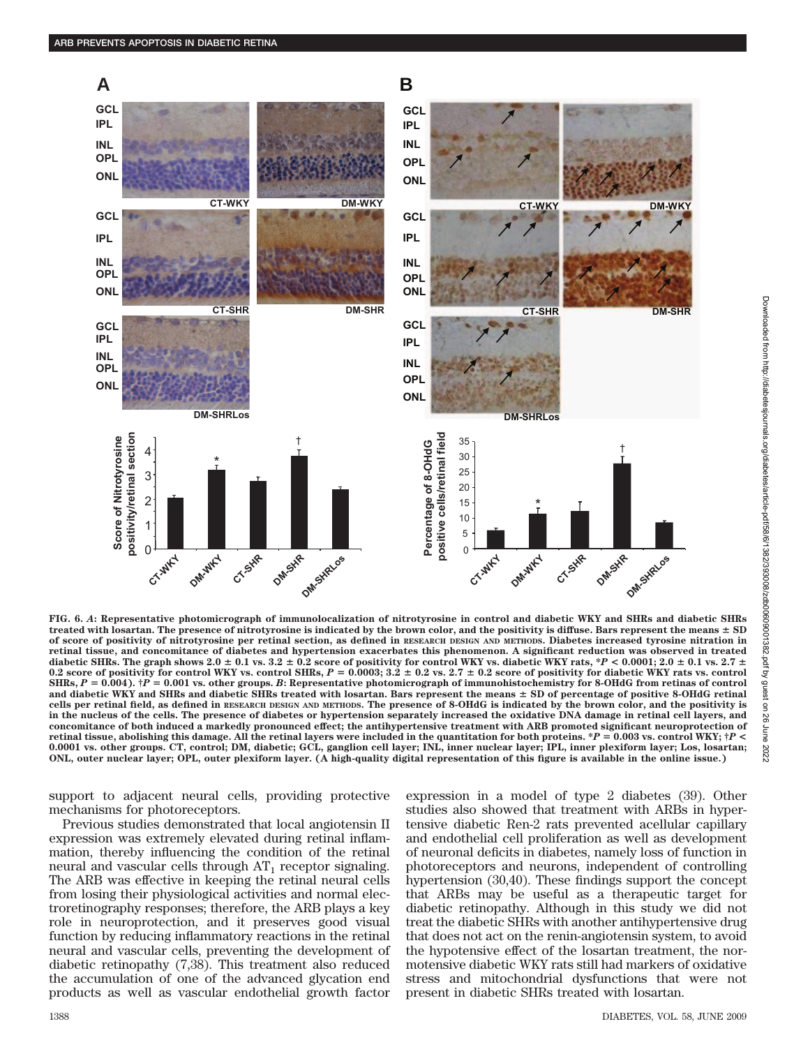**FIG. 6.** *A*: Representative photomicrograph of immunolocalization of nitrotyrosine in control and diabetic WKY and SHRs and diabetic SHRs treated with losartan. The presence of nitrotyrosine is indicated by the brown color, and the positivity is diffuse. Bars represent the means ± SD of score of positivity of nitrotyrosine per retinal section, as defined in RESEARCH DESIGN AND METHODS. Diabetes increased tyrosine nitration in retinal tissue, and concomitance of diabetes and hypertension exacerbates this phenomenon. A significant reduction was observed in treated diabetic SHRs. The graph shows 2.0 ± 0.1 vs. 3.2 ± 0.2 score of positivity for control WKY vs. diabetic WKY rats, \*$P < 0.0001$; 2.0 ± 0.1 vs. 2.7 ± 0.2 score of positivity for control WKY vs. control SHRs, $P = 0.0003$; 3.2 ± 0.2 vs. 2.7 ± 0.2 score of positivity for diabetic WKY rats vs. control SHRs, $P = 0.004$). †$P = 0.001$ vs. other groups. *B*: Representative photomicrograph of immunohistochemistry for 8-OHdG from retinas of control and diabetic WKY and SHRs and diabetic SHRs treated with losartan. Bars represent the means ± SD of percentage of positive 8-OHdG retinal cells per retinal field, as defined in RESEARCH DESIGN AND METHODS. The presence of 8-OHdG is indicated by the brown color, and the positivity is in the nucleus of the cells. The presence of diabetes or hypertension separately increased the oxidative DNA damage in retinal cell layers, and concomitance of both induced a markedly pronounced effect; the antihypertensive treatment with ARB promoted significant neuroprotection of retinal tissue, abolishing this damage. All the retinal layers were included in the quantitation for both proteins. \*$P = 0.003$ vs. control WKY; †$P < 0.0001$ vs. other groups. CT, control; DM, diabetic; GCL, ganglion cell layer; INL, inner nuclear layer; IPL, inner plexiform layer; Los, losartan; ONL, outer nuclear layer; OPL, outer plexiform layer. (A high-quality digital representation of this figure is available in the online issue.)

support to adjacent neural cells, providing protective mechanisms for photoreceptors.

Previous studies demonstrated that local angiotensin II expression was extremely elevated during retinal inflammation, thereby influencing the condition of the retinal neural and vascular cells through $AT_1$ receptor signaling. The ARB was effective in keeping the retinal neural cells from losing their physiological activities and normal electroretinography responses; therefore, the ARB plays a key role in neuroprotection, and it preserves good visual function by reducing inflammatory reactions in the retinal neural and vascular cells, preventing the development of diabetic retinopathy (7,38). This treatment also reduced the accumulation of one of the advanced glycation end products as well as vascular endothelial growth factor expression in a model of type 2 diabetes (39). Other studies also showed that treatment with ARBs in hypertensive diabetic Ren-2 rats prevented acellular capillary and endothelial cell proliferation as well as development of neuronal deficits in diabetes, namely loss of function in photoreceptors and neurons, independent of controlling hypertension (30,40). These findings support the concept that ARBs may be useful as a therapeutic target for diabetic retinopathy. Although in this study we did not treat the diabetic SHRs with another antihypertensive drug that does not act on the renin-angiotensin system, to avoid the hypotensive effect of the losartan treatment, the normotensive diabetic WKY rats still had markers of oxidative stress and mitochondrial dysfunctions that were not present in diabetic SHRs treated with losartan.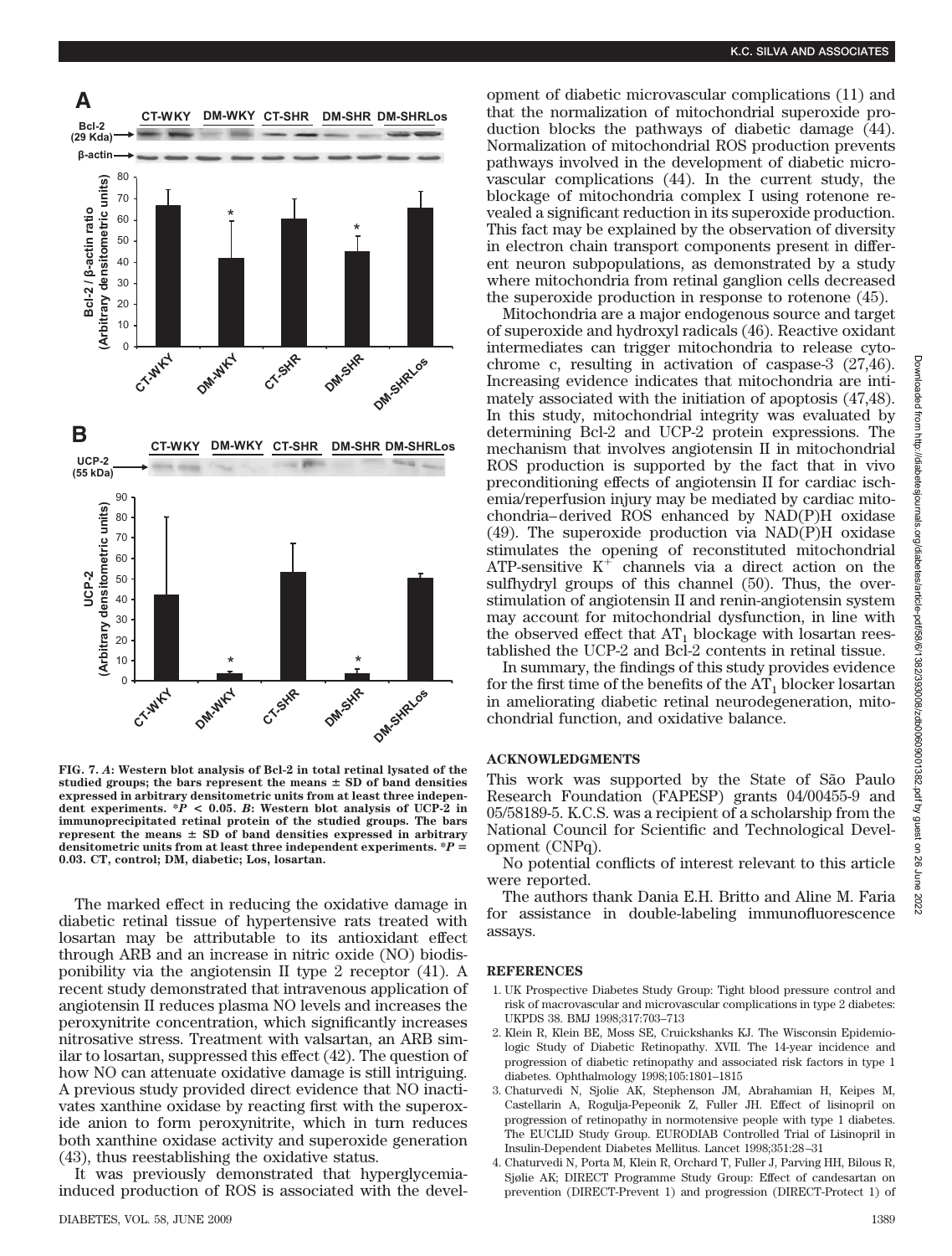FIG. 7. *A*: Western blot analysis of Bcl-2 in total retinal lysated of the studied groups; the bars represent the means ± SD of band densities expressed in arbitrary densitometric units from at least three independent experiments. *$P < 0.05$. *B*: Western blot analysis of UCP-2 in immunoprecipitated retinal protein of the studied groups. The bars represent the means ± SD of band densities expressed in arbitrary densitometric units from at least three independent experiments. *$P = 0.03$. CT, control; DM, diabetic; Los, losartan.

The marked effect in reducing the oxidative damage in diabetic retinal tissue of hypertensive rats treated with losartan may be attributable to its antioxidant effect through ARB and an increase in nitric oxide (NO) biodisponibility via the angiotensin II type 2 receptor (41). A recent study demonstrated that intravenous application of angiotensin II reduces plasma NO levels and increases the peroxynitrite concentration, which significantly increases nitrosative stress. Treatment with valsartan, an ARB similar to losartan, suppressed this effect (42). The question of how NO can attenuate oxidative damage is still intriguing. A previous study provided direct evidence that NO inactivates xanthine oxidase by reacting first with the superoxide anion to form peroxynitrite, which in turn reduces both xanthine oxidase activity and superoxide generation (43), thus reestablishing the oxidative status.

It was previously demonstrated that hyperglycemia-induced production of ROS is associated with the development of diabetic microvascular complications (11) and that the normalization of mitochondrial superoxide production blocks the pathways of diabetic damage (44). Normalization of mitochondrial ROS production prevents pathways involved in the development of diabetic microvascular complications (44). In the current study, the blockage of mitochondria complex I using rotenone revealed a significant reduction in its superoxide production. This fact may be explained by the observation of diversity in electron chain transport components present in different neuron subpopulations, as demonstrated by a study where mitochondria from retinal ganglion cells decreased the superoxide production in response to rotenone (45).

Mitochondria are a major endogenous source and target of superoxide and hydroxyl radicals (46). Reactive oxidant intermediates can trigger mitochondria to release cytochrome c, resulting in activation of caspase-3 (27,46). Increasing evidence indicates that mitochondria are intimately associated with the initiation of apoptosis (47,48). In this study, mitochondrial integrity was evaluated by determining Bcl-2 and UCP-2 protein expressions. The mechanism that involves angiotensin II in mitochondrial ROS production is supported by the fact that in vivo preconditioning effects of angiotensin II for cardiac ischemia/reperfusion injury may be mediated by cardiac mitochondria–derived ROS enhanced by NAD(P)H oxidase (49). The superoxide production via NAD(P)H oxidase stimulates the opening of reconstituted mitochondrial ATP-sensitive $K^+$ channels via a direct action on the sulfhydryl groups of this channel (50). Thus, the overstimulation of angiotensin II and renin-angiotensin system may account for mitochondrial dysfunction, in line with the observed effect that $AT_1$ blockage with losartan reestablished the UCP-2 and Bcl-2 contents in retinal tissue.

In summary, the findings of this study provides evidence for the first time of the benefits of the $AT_1$ blocker losartan in ameliorating diabetic retinal neurodegeneration, mitochondrial function, and oxidative balance.

## ACKNOWLEDGMENTS

This work was supported by the State of São Paulo Research Foundation (FAPESP) grants 04/00455-9 and 05/58189-5. K.C.S. was a recipient of a scholarship from the National Council for Scientific and Technological Development (CNPq).

No potential conflicts of interest relevant to this article were reported.

The authors thank Dania E.H. Britto and Aline M. Faria for assistance in double-labeling immunofluorescence assays.

## REFERENCES

1. UK Prospective Diabetes Study Group: Tight blood pressure control and risk of macrovascular and microvascular complications in type 2 diabetes: UKPDS 38. BMJ 1998;317:703–713
2. Klein R, Klein BE, Moss SE, Cruickshanks KJ. The Wisconsin Epidemiologic Study of Diabetic Retinopathy. XVII. The 14-year incidence and progression of diabetic retinopathy and associated risk factors in type 1 diabetes. Ophthalmology 1998;105:1801–1815
3. Chaturvedi N, Sjolie AK, Stephenson JM, Abrahamian H, Keipes M, Castellarin A, Rogulja-Pepeonik Z, Fuller JH. Effect of lisinopril on progression of retinopathy in normotensive people with type 1 diabetes. The EUCLID Study Group. EURODIAB Controlled Trial of Lisinopril in Insulin-Dependent Diabetes Mellitus. Lancet 1998;351:28–31
4. Chaturvedi N, Porta M, Klein R, Orchard T, Fuller J, Parving HH, Bilous R, Sjølie AK; DIRECT Programme Study Group: Effect of candesartan on prevention (DIRECT-Prevent 1) and progression (DIRECT-Protect 1) of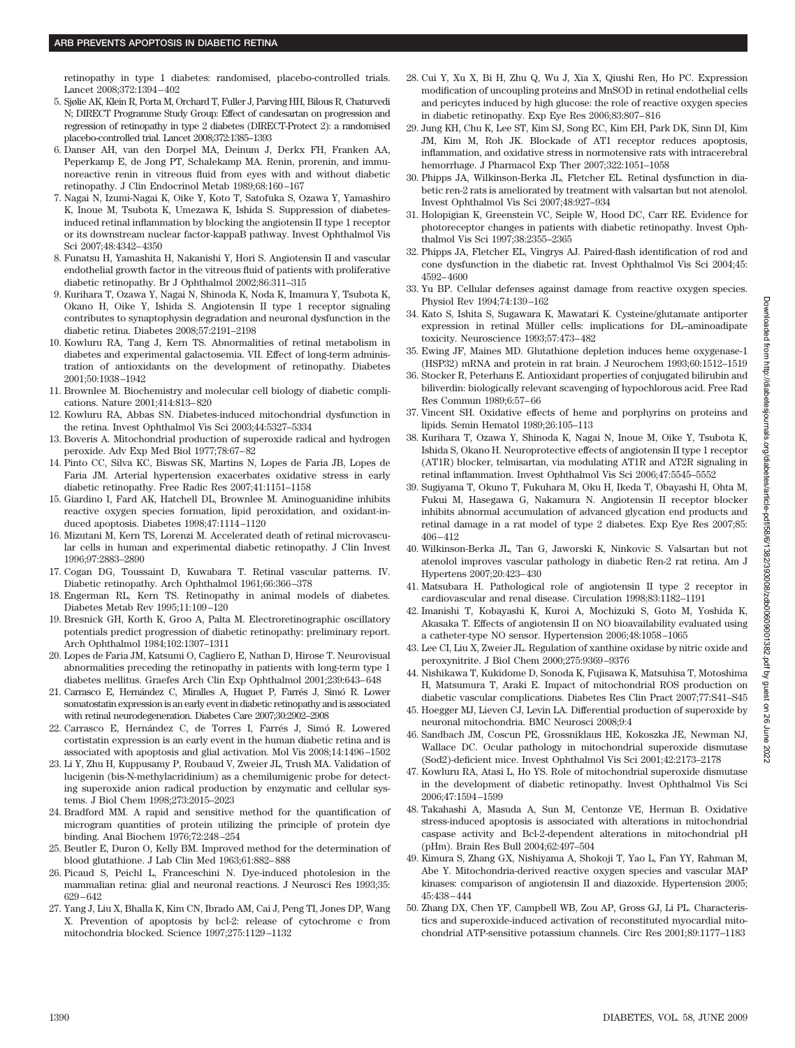retinopathy in type 1 diabetes: randomised, placebo-controlled trials. Lancet 2008;372:1394–402

5. Sjølie AK, Klein R, Porta M, Orchard T, Fuller J, Parving HH, Bilous R, Chaturvedi N; DIRECT Programme Study Group: Effect of candesartan on progression and regression of retinopathy in type 2 diabetes (DIRECT-Protect 2): a randomised placebo-controlled trial. Lancet 2008;372:1385–1393
6. Danser AH, van den Dorpel MA, Deinum J, Derkx FH, Franken AA, Peperkamp E, de Jong PT, Schalekamp MA. Renin, prorenin, and immunoreactive renin in vitreous fluid from eyes with and without diabetic retinopathy. J Clin Endocrinol Metab 1989;68:160–167
7. Nagai N, Izumi-Nagai K, Oike Y, Koto T, Satofuka S, Ozawa Y, Yamashiro K, Inoue M, Tsubota K, Umezawa K, Ishida S. Suppression of diabetes-induced retinal inflammation by blocking the angiotensin II type 1 receptor or its downstream nuclear factor-kappaB pathway. Invest Ophthalmol Vis Sci 2007;48:4342–4350
8. Funatsu H, Yamashita H, Nakanishi Y, Hori S. Angiotensin II and vascular endothelial growth factor in the vitreous fluid of patients with proliferative diabetic retinopathy. Br J Ophthalmol 2002;86:311–315
9. Kurihara T, Ozawa Y, Nagai N, Shinoda K, Noda K, Imamura Y, Tsubota K, Okano H, Oike Y, Ishida S. Angiotensin II type 1 receptor signaling contributes to synaptophysin degradation and neuronal dysfunction in the diabetic retina. Diabetes 2008;57:2191–2198
10. Kowluru RA, Tang J, Kern TS. Abnormalities of retinal metabolism in diabetes and experimental galactosemia. VII. Effect of long-term administration of antioxidants on the development of retinopathy. Diabetes 2001;50:1938–1942
11. Brownlee M. Biochemistry and molecular cell biology of diabetic complications. Nature 2001;414:813–820
12. Kowluru RA, Abbas SN. Diabetes-induced mitochondrial dysfunction in the retina. Invest Ophthalmol Vis Sci 2003;44:5327–5334
13. Boveris A. Mitochondrial production of superoxide radical and hydrogen peroxide. Adv Exp Med Biol 1977;78:67–82
14. Pinto CC, Silva KC, Biswas SK, Martins N, Lopes de Faria JB, Lopes de Faria JM. Arterial hypertension exacerbates oxidative stress in early diabetic retinopathy. Free Radic Res 2007;41:1151–1158
15. Giardino I, Fard AK, Hatchell DL, Brownlee M. Aminoguanidine inhibits reactive oxygen species formation, lipid peroxidation, and oxidant-induced apoptosis. Diabetes 1998;47:1114–1120
16. Mizutani M, Kern TS, Lorenzi M. Accelerated death of retinal microvascular cells in human and experimental diabetic retinopathy. J Clin Invest 1996;97:2883–2890
17. Cogan DG, Toussaint D, Kuwabara T. Retinal vascular patterns. IV. Diabetic retinopathy. Arch Ophthalmol 1961;66:366–378
18. Engerman RL, Kern TS. Retinopathy in animal models of diabetes. Diabetes Metab Rev 1995;11:109–120
19. Bresnick GH, Korth K, Groo A, Palta M. Electroretinographic oscillatory potentials predict progression of diabetic retinopathy: preliminary report. Arch Ophthalmol 1984;102:1307–1311
20. Lopes de Faria JM, Katsumi O, Cagliero E, Nathan D, Hirose T. Neurovisual abnormalities preceding the retinopathy in patients with long-term type 1 diabetes mellitus. Graefes Arch Clin Exp Ophthalmol 2001;239:643–648
21. Carrasco E, Hernández C, Miralles A, Huguet P, Farrés J, Simó R. Lower somatostatin expression is an early event in diabetic retinopathy and is associated with retinal neurodegeneration. Diabetes Care 2007;30:2902–2908
22. Carrasco E, Hernández C, de Torres I, Farrés J, Simó R. Lowered cortistatin expression is an early event in the human diabetic retina and is associated with apoptosis and glial activation. Mol Vis 2008;14:1496–1502
23. Li Y, Zhu H, Kuppusamy P, Roubaud V, Zweier JL, Trush MA. Validation of lucigenin (bis-N-methylacridinium) as a chemilumigenic probe for detecting superoxide anion radical production by enzymatic and cellular systems. J Biol Chem 1998;273:2015–2023
24. Bradford MM. A rapid and sensitive method for the quantification of microgram quantities of protein utilizing the principle of protein dye binding. Anal Biochem 1976;72:248–254
25. Beutler E, Duron O, Kelly BM. Improved method for the determination of blood glutathione. J Lab Clin Med 1963;61:882–888
26. Picaud S, Peichl L, Franceschini N. Dye-induced photolesion in the mammalian retina: glial and neuronal reactions. J Neurosci Res 1993;35:629–642
27. Yang J, Liu X, Bhalla K, Kim CN, Ibrado AM, Cai J, Peng TI, Jones DP, Wang X. Prevention of apoptosis by bcl-2: release of cytochrome c from mitochondria blocked. Science 1997;275:1129–1132
28. Cui Y, Xu X, Bi H, Zhu Q, Wu J, Xia X, Qiushi Ren, Ho PC. Expression modification of uncoupling proteins and MnSOD in retinal endothelial cells and pericytes induced by high glucose: the role of reactive oxygen species in diabetic retinopathy. Exp Eye Res 2006;83:807–816
29. Jung KH, Chu K, Lee ST, Kim SJ, Song EC, Kim EH, Park DK, Sinn DI, Kim JM, Kim M, Roh JK. Blockade of AT1 receptor reduces apoptosis, inflammation, and oxidative stress in normotensive rats with intracerebral hemorrhage. J Pharmacol Exp Ther 2007;322:1051–1058
30. Phipps JA, Wilkinson-Berka JL, Fletcher EL. Retinal dysfunction in diabetic ren-2 rats is ameliorated by treatment with valsartan but not atenolol. Invest Ophthalmol Vis Sci 2007;48:927–934
31. Holopigian K, Greenstein VC, Seiple W, Hood DC, Carr RE. Evidence for photoreceptor changes in patients with diabetic retinopathy. Invest Ophthalmol Vis Sci 1997;38:2355–2365
32. Phipps JA, Fletcher EL, Vingrys AJ. Paired-flash identification of rod and cone dysfunction in the diabetic rat. Invest Ophthalmol Vis Sci 2004;45:4592–4600
33. Yu BP. Cellular defenses against damage from reactive oxygen species. Physiol Rev 1994;74:139–162
34. Kato S, Ishita S, Sugawara K, Mawatari K. Cysteine/glutamate antiporter expression in retinal Müller cells: implications for DL–aminoadipate toxicity. Neuroscience 1993;57:473–482
35. Ewing JF, Maines MD. Glutathione depletion induces heme oxygenase-1 (HSP32) mRNA and protein in rat brain. J Neurochem 1993;60:1512–1519
36. Stocker R, Peterhans E. Antioxidant properties of conjugated bilirubin and biliverdin: biologically relevant scavenging of hypochlorous acid. Free Rad Res Commun 1989;6:57–66
37. Vincent SH. Oxidative effects of heme and porphyrins on proteins and lipids. Semin Hematol 1989;26:105–113
38. Kurihara T, Ozawa Y, Shinoda K, Nagai N, Inoue M, Oike Y, Tsubota K, Ishida S, Okano H. Neuroprotective effects of angiotensin II type 1 receptor (AT1R) blocker, telmisartan, via modulating AT1R and AT2R signaling in retinal inflammation. Invest Ophthalmol Vis Sci 2006;47:5545–5552
39. Sugiyama T, Okuno T, Fukuhara M, Oku H, Ikeda T, Obayashi H, Ohta M, Fukui M, Hasegawa G, Nakamura N. Angiotensin II receptor blocker inhibits abnormal accumulation of advanced glycation end products and retinal damage in a rat model of type 2 diabetes. Exp Eye Res 2007;85:406–412
40. Wilkinson-Berka JL, Tan G, Jaworski K, Ninkovic S. Valsartan but not atenolol improves vascular pathology in diabetic Ren-2 rat retina. Am J Hypertens 2007;20:423–430
41. Matsubara H. Pathological role of angiotensin II type 2 receptor in cardiovascular and renal disease. Circulation 1998;83:1182–1191
42. Imanishi T, Kobayashi K, Kuroi A, Mochizuki S, Goto M, Yoshida K, Akasaka T. Effects of angiotensin II on NO bioavailability evaluated using a catheter-type NO sensor. Hypertension 2006;48:1058–1065
43. Lee CI, Liu X, Zweier JL. Regulation of xanthine oxidase by nitric oxide and peroxynitrite. J Biol Chem 2000;275:9369–9376
44. Nishikawa T, Kukidome D, Sonoda K, Fujisawa K, Matsuhisa T, Motoshima H, Matsumura T, Araki E. Impact of mitochondrial ROS production on diabetic vascular complications. Diabetes Res Clin Pract 2007;77:S41–S45
45. Hoegger MJ, Lieven CJ, Levin LA. Differential production of superoxide by neuronal mitochondria. BMC Neurosci 2008;9:4
46. Sandbach JM, Coscun PE, Grossniklaus HE, Kokoszka JE, Newman NJ, Wallace DC. Ocular pathology in mitochondrial superoxide dismutase (Sod2)-deficient mice. Invest Ophthalmol Vis Sci 2001;42:2173–2178
47. Kowluru RA, Atasi L, Ho YS. Role of mitochondrial superoxide dismutase in the development of diabetic retinopathy. Invest Ophthalmol Vis Sci 2006;47:1594–1599
48. Takahashi A, Masuda A, Sun M, Centonze VE, Herman B. Oxidative stress-induced apoptosis is associated with alterations in mitochondrial caspase activity and Bcl-2-dependent alterations in mitochondrial pH (pHm). Brain Res Bull 2004;62:497–504
49. Kimura S, Zhang GX, Nishiyama A, Shokoji T, Yao L, Fan YY, Rahman M, Abe Y. Mitochondria-derived reactive oxygen species and vascular MAP kinases: comparison of angiotensin II and diazoxide. Hypertension 2005;45:438–444
50. Zhang DX, Chen YF, Campbell WB, Zou AP, Gross GJ, Li PL. Characteristics and superoxide-induced activation of reconstituted myocardial mitochondrial ATP-sensitive potassium channels. Circ Res 2001;89:1177–1183